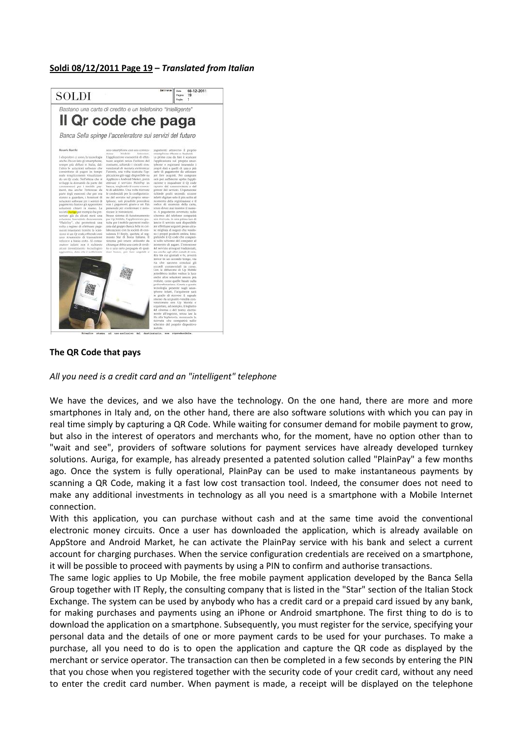**Soldi 08/12/2011 Page 19** – ***Translated from Italian***

## The QR Code that pays

*All you need is a credit card and an "intelligent" telephone*

We have the devices, and we also have the technology. On the one hand, there are more and more smartphones in Italy and, on the other hand, there are also software solutions with which you can pay in real time simply by capturing a QR Code. While waiting for consumer demand for mobile payment to grow, but also in the interest of operators and merchants who, for the moment, have no option other than to "wait and see", providers of software solutions for payment services have already developed turnkey solutions. Auriga, for example, has already presented a patented solution called "PlainPay" a few months ago. Once the system is fully operational, PlainPay can be used to make instantaneous payments by scanning a QR Code, making it a fast low cost transaction tool. Indeed, the consumer does not need to make any additional investments in technology as all you need is a smartphone with a Mobile Internet connection.

With this application, you can purchase without cash and at the same time avoid the conventional electronic money circuits. Once a user has downloaded the application, which is already available on AppStore and Android Market, he can activate the PlainPay service with his bank and select a current account for charging purchases. When the service configuration credentials are received on a smartphone, it will be possible to proceed with payments by using a PIN to confirm and authorise transactions.

The same logic applies to Up Mobile, the free mobile payment application developed by the Banca Sella Group together with IT Reply, the consulting company that is listed in the "Star" section of the Italian Stock Exchange. The system can be used by anybody who has a credit card or a prepaid card issued by any bank, for making purchases and payments using an iPhone or Android smartphone. The first thing to do is to download the application on a smartphone. Subsequently, you must register for the service, specifying your personal data and the details of one or more payment cards to be used for your purchases. To make a purchase, all you need to do is to open the application and capture the QR code as displayed by the merchant or service operator. The transaction can then be completed in a few seconds by entering the PIN that you chose when you registered together with the security code of your credit card, without any need to enter the credit card number. When payment is made, a receipt will be displayed on the telephone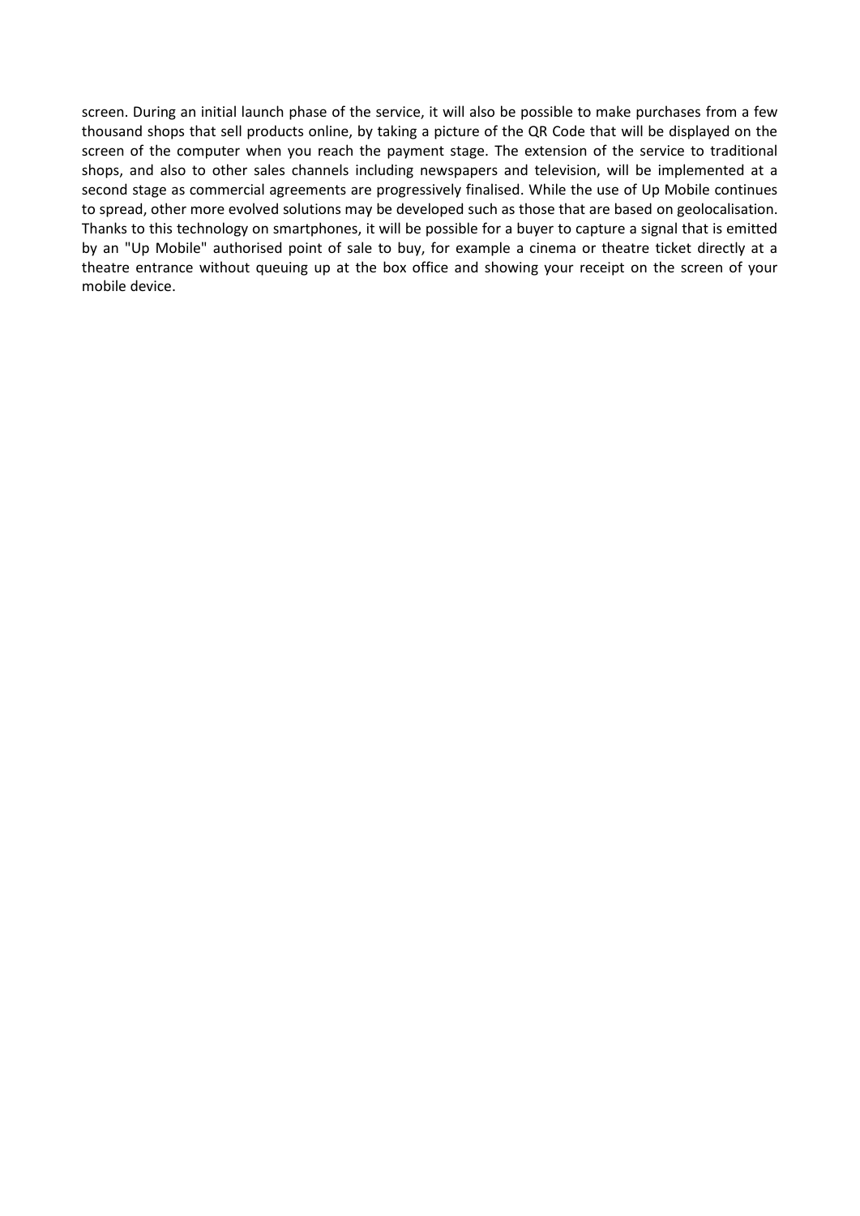screen. During an initial launch phase of the service, it will also be possible to make purchases from a few thousand shops that sell products online, by taking a picture of the QR Code that will be displayed on the screen of the computer when you reach the payment stage. The extension of the service to traditional shops, and also to other sales channels including newspapers and television, will be implemented at a second stage as commercial agreements are progressively finalised. While the use of Up Mobile continues to spread, other more evolved solutions may be developed such as those that are based on geolocalisation. Thanks to this technology on smartphones, it will be possible for a buyer to capture a signal that is emitted by an "Up Mobile" authorised point of sale to buy, for example a cinema or theatre ticket directly at a theatre entrance without queuing up at the box office and showing your receipt on the screen of your mobile device.